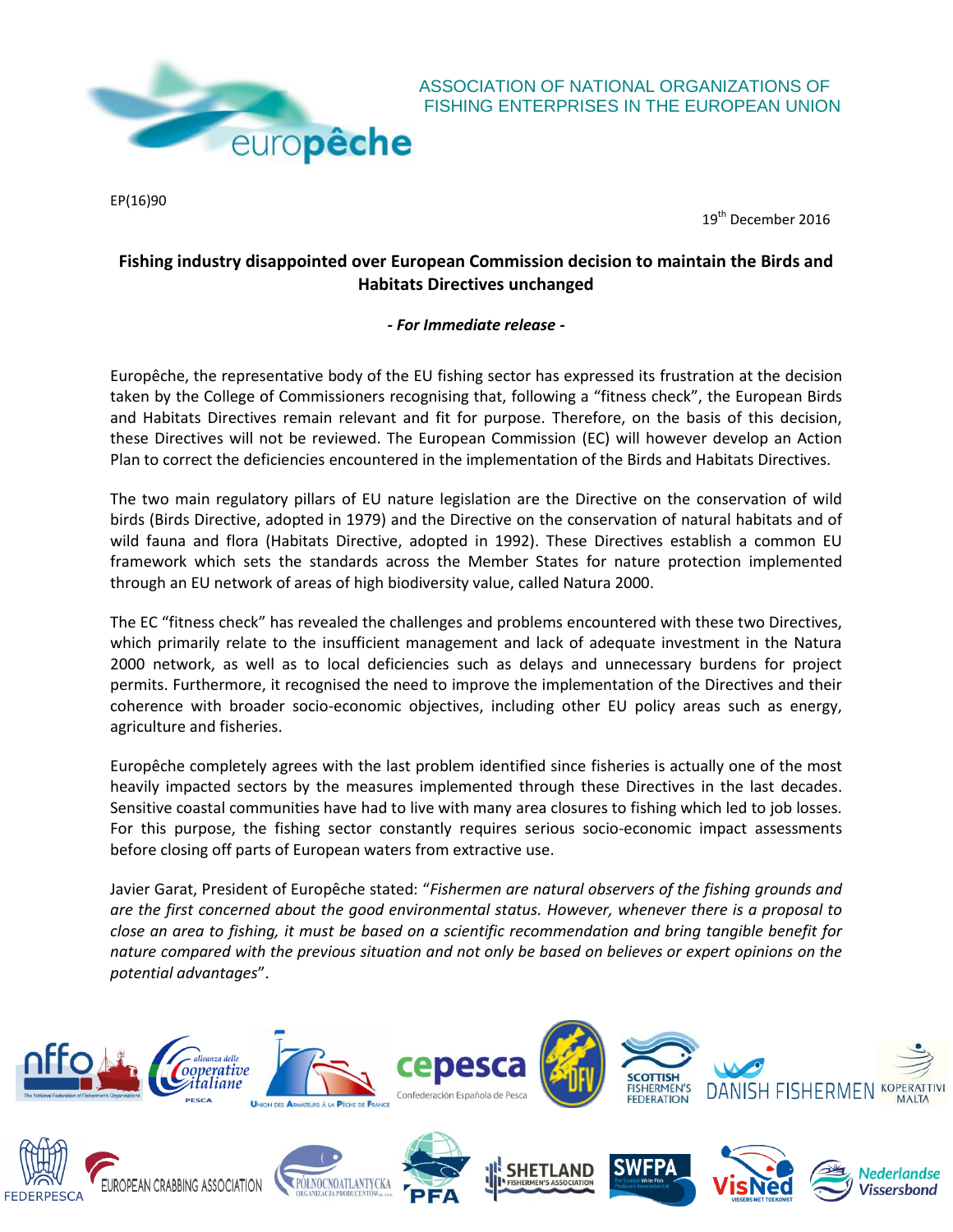ASSOCIATION OF NATIONAL ORGANIZATIONS OF FISHING ENTERPRISES IN THE EUROPEAN UNION

EP(16)90

19th December 2016

## Fishing industry disappointed over European Commission decision to maintain the Birds and Habitats Directives unchanged

***- For Immediate release -***

Europêche, the representative body of the EU fishing sector has expressed its frustration at the decision taken by the College of Commissioners recognising that, following a "fitness check", the European Birds and Habitats Directives remain relevant and fit for purpose. Therefore, on the basis of this decision, these Directives will not be reviewed. The European Commission (EC) will however develop an Action Plan to correct the deficiencies encountered in the implementation of the Birds and Habitats Directives.

The two main regulatory pillars of EU nature legislation are the Directive on the conservation of wild birds (Birds Directive, adopted in 1979) and the Directive on the conservation of natural habitats and of wild fauna and flora (Habitats Directive, adopted in 1992). These Directives establish a common EU framework which sets the standards across the Member States for nature protection implemented through an EU network of areas of high biodiversity value, called Natura 2000.

The EC "fitness check" has revealed the challenges and problems encountered with these two Directives, which primarily relate to the insufficient management and lack of adequate investment in the Natura 2000 network, as well as to local deficiencies such as delays and unnecessary burdens for project permits. Furthermore, it recognised the need to improve the implementation of the Directives and their coherence with broader socio-economic objectives, including other EU policy areas such as energy, agriculture and fisheries.

Europêche completely agrees with the last problem identified since fisheries is actually one of the most heavily impacted sectors by the measures implemented through these Directives in the last decades. Sensitive coastal communities have had to live with many area closures to fishing which led to job losses. For this purpose, the fishing sector constantly requires serious socio-economic impact assessments before closing off parts of European waters from extractive use.

Javier Garat, President of Europêche stated: "*Fishermen are natural observers of the fishing grounds and are the first concerned about the good environmental status. However, whenever there is a proposal to close an area to fishing, it must be based on a scientific recommendation and bring tangible benefit for nature compared with the previous situation and not only be based on believes or expert opinions on the potential advantages*".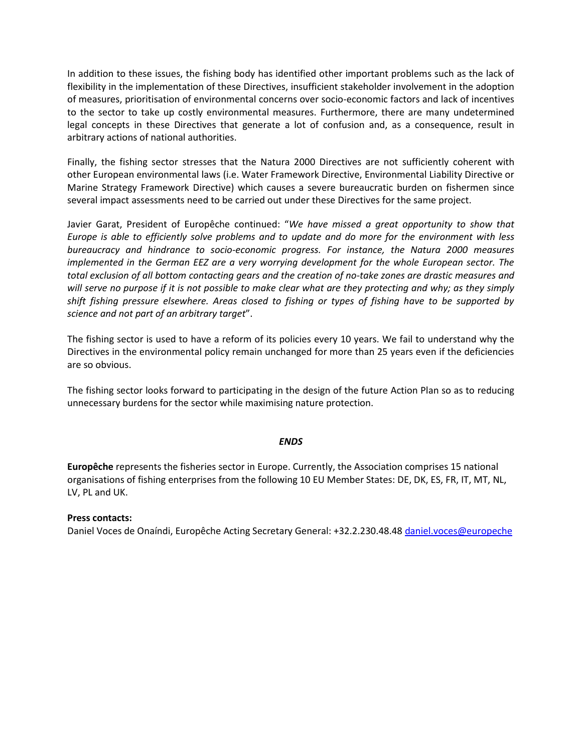In addition to these issues, the fishing body has identified other important problems such as the lack of flexibility in the implementation of these Directives, insufficient stakeholder involvement in the adoption of measures, prioritisation of environmental concerns over socio-economic factors and lack of incentives to the sector to take up costly environmental measures. Furthermore, there are many undetermined legal concepts in these Directives that generate a lot of confusion and, as a consequence, result in arbitrary actions of national authorities.

Finally, the fishing sector stresses that the Natura 2000 Directives are not sufficiently coherent with other European environmental laws (i.e. Water Framework Directive, Environmental Liability Directive or Marine Strategy Framework Directive) which causes a severe bureaucratic burden on fishermen since several impact assessments need to be carried out under these Directives for the same project.

Javier Garat, President of Europêche continued: "*We have missed a great opportunity to show that Europe is able to efficiently solve problems and to update and do more for the environment with less bureaucracy and hindrance to socio-economic progress. For instance, the Natura 2000 measures implemented in the German EEZ are a very worrying development for the whole European sector. The total exclusion of all bottom contacting gears and the creation of no-take zones are drastic measures and will serve no purpose if it is not possible to make clear what are they protecting and why; as they simply shift fishing pressure elsewhere. Areas closed to fishing or types of fishing have to be supported by science and not part of an arbitrary target*".

The fishing sector is used to have a reform of its policies every 10 years. We fail to understand why the Directives in the environmental policy remain unchanged for more than 25 years even if the deficiencies are so obvious.

The fishing sector looks forward to participating in the design of the future Action Plan so as to reducing unnecessary burdens for the sector while maximising nature protection.

***ENDS***

**Europêche** represents the fisheries sector in Europe. Currently, the Association comprises 15 national organisations of fishing enterprises from the following 10 EU Member States: DE, DK, ES, FR, IT, MT, NL, LV, PL and UK.

**Press contacts:**
Daniel Voces de Onaíndi, Europêche Acting Secretary General: +32.2.230.48.48 daniel.voces@europeche